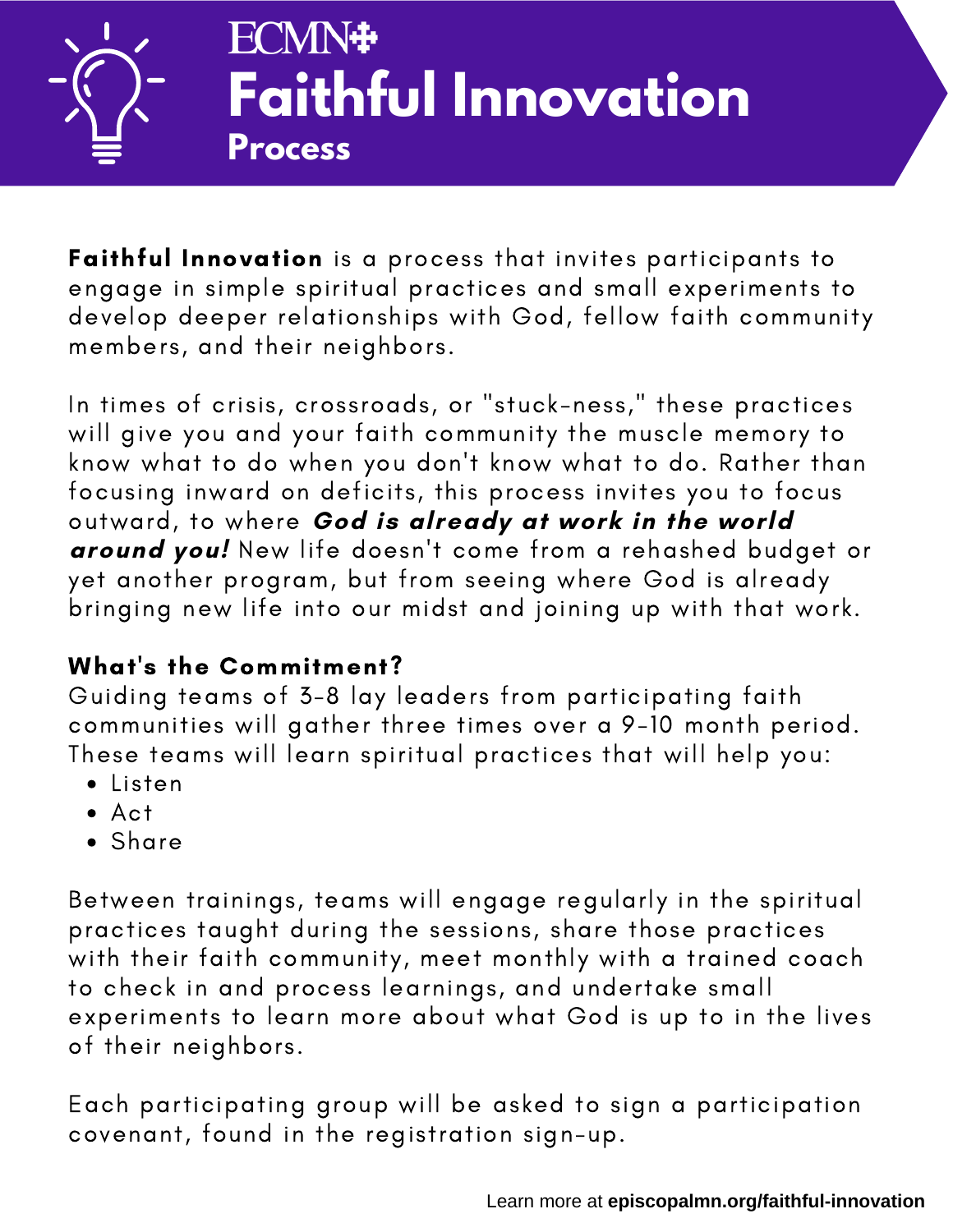ECMN

# Faithful Innovation

## Process

**Faithful Innovation** is a process that invites participants to engage in simple spiritual practices and small experiments to develop deeper relationships with God, fellow faith community members, and their neighbors.

In times of crisis, crossroads, or "stuck-ness," these practices will give you and your faith community the muscle memory to know what to do when you don't know what to do. Rather than focusing inward on deficits, this process invites you to focus outward, to where ***God is already at work in the world around you!*** New life doesn't come from a rehashed budget or yet another program, but from seeing where God is already bringing new life into our midst and joining up with that work.

**What's the Commitment?**

Guiding teams of 3-8 lay leaders from participating faith communities will gather three times over a 9-10 month period. These teams will learn spiritual practices that will help you:

- Listen
- Act
- Share

Between trainings, teams will engage regularly in the spiritual practices taught during the sessions, share those practices with their faith community, meet monthly with a trained coach to check in and process learnings, and undertake small experiments to learn more about what God is up to in the lives of their neighbors.

Each participating group will be asked to sign a participation covenant, found in the registration sign-up.

Learn more at **episcopalmn.org/faithful-innovation**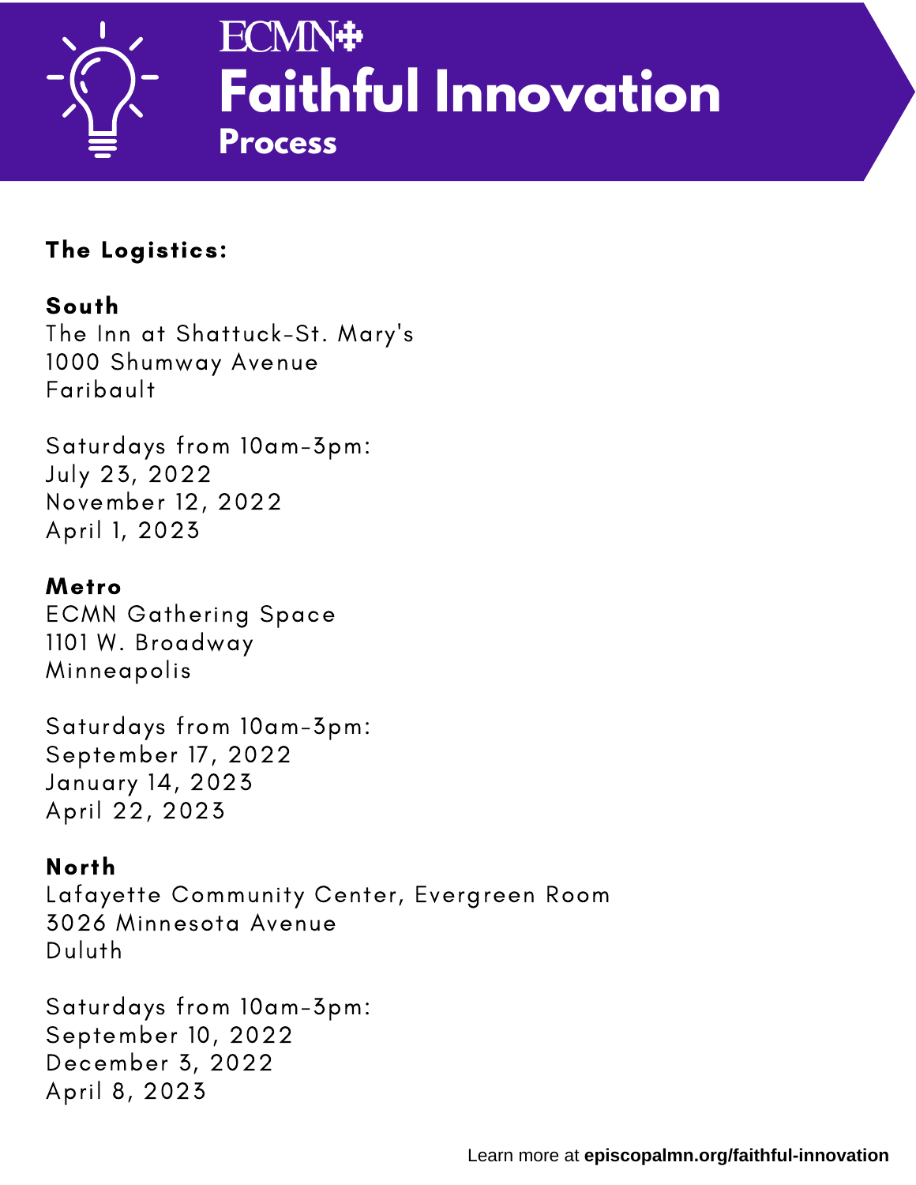ECMN

# Faithful Innovation

## Process

### The Logistics:

**South**
The Inn at Shattuck-St. Mary's
1000 Shumway Avenue
Faribault

Saturdays from 10am-3pm:
July 23, 2022
November 12, 2022
April 1, 2023

**Metro**
ECMN Gathering Space
1101 W. Broadway
Minneapolis

Saturdays from 10am-3pm:
September 17, 2022
January 14, 2023
April 22, 2023

**North**
Lafayette Community Center, Evergreen Room
3026 Minnesota Avenue
Duluth

Saturdays from 10am-3pm:
September 10, 2022
December 3, 2022
April 8, 2023

Learn more at **episcopalmn.org/faithful-innovation**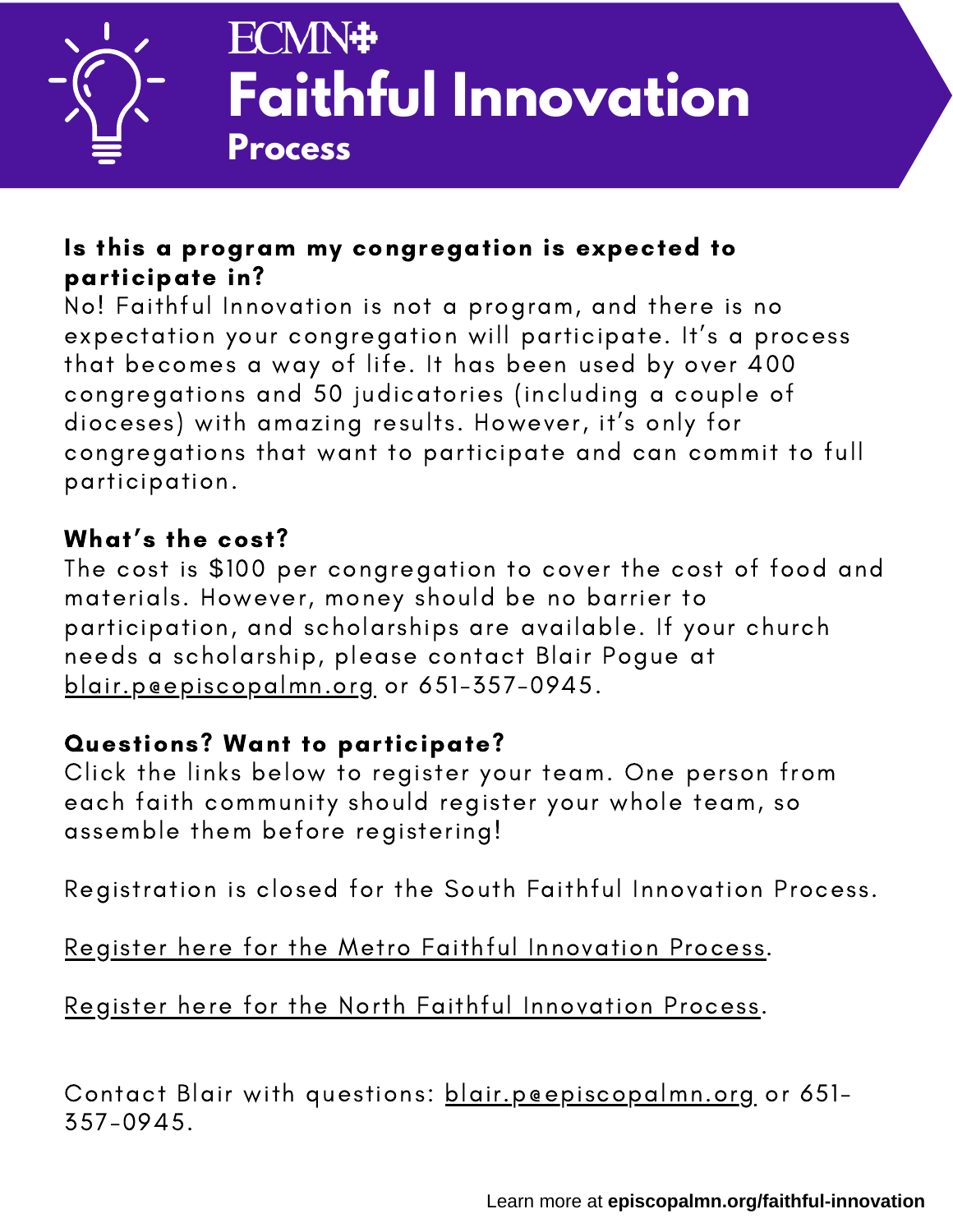ECMN

# Faithful Innovation

## Process

### Is this a program my congregation is expected to participate in?

No! Faithful Innovation is not a program, and there is no expectation your congregation will participate. It's a process that becomes a way of life. It has been used by over 400 congregations and 50 judicatories (including a couple of dioceses) with amazing results. However, it's only for congregations that want to participate and can commit to full participation.

### What's the cost?

The cost is $100 per congregation to cover the cost of food and materials. However, money should be no barrier to participation, and scholarships are available. If your church needs a scholarship, please contact Blair Pogue at blair.p@episcopalmn.org or 651-357-0945.

### Questions? Want to participate?

Click the links below to register your team. One person from each faith community should register your whole team, so assemble them before registering!

Registration is closed for the South Faithful Innovation Process.

Register here for the Metro Faithful Innovation Process.

Register here for the North Faithful Innovation Process.

Contact Blair with questions: blair.p@episcopalmn.org or 651-357-0945.

Learn more at **episcopalmn.org/faithful-innovation**